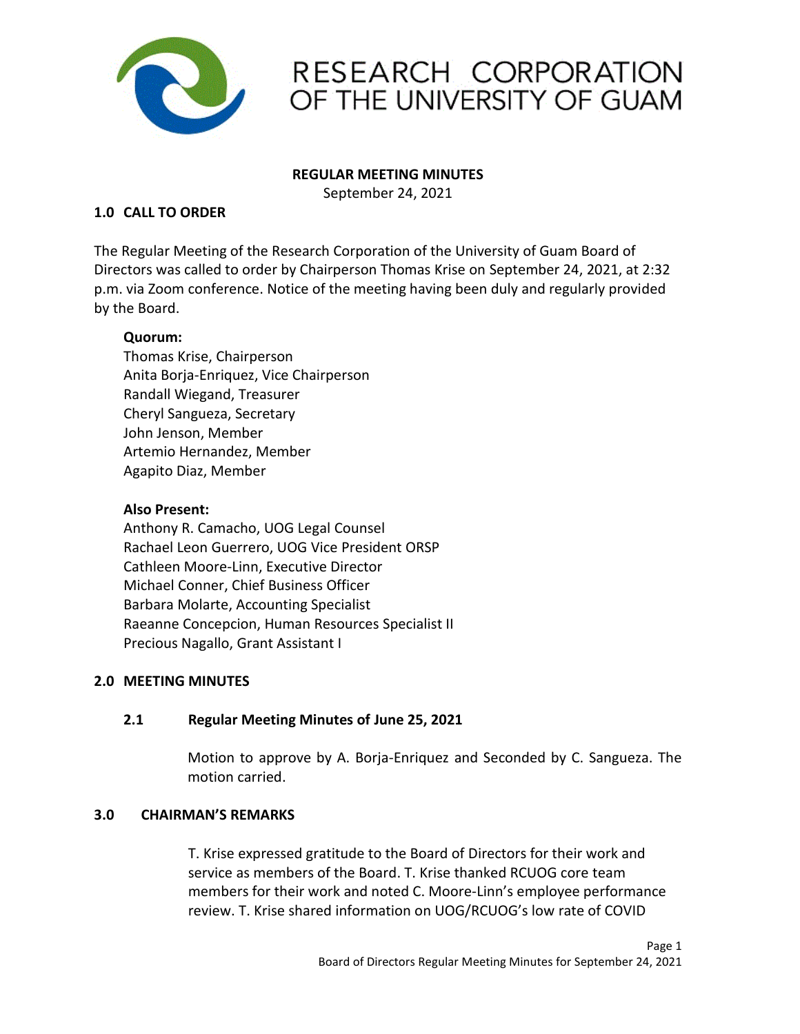# RESEARCH CORPORATION OF THE UNIVERSITY OF GUAM

**REGULAR MEETING MINUTES**

September 24, 2021

## 1.0 CALL TO ORDER

The Regular Meeting of the Research Corporation of the University of Guam Board of Directors was called to order by Chairperson Thomas Krise on September 24, 2021, at 2:32 p.m. via Zoom conference. Notice of the meeting having been duly and regularly provided by the Board.

**Quorum:**
Thomas Krise, Chairperson
Anita Borja-Enriquez, Vice Chairperson
Randall Wiegand, Treasurer
Cheryl Sangueza, Secretary
John Jenson, Member
Artemio Hernandez, Member
Agapito Diaz, Member

**Also Present:**
Anthony R. Camacho, UOG Legal Counsel
Rachael Leon Guerrero, UOG Vice President ORSP
Cathleen Moore-Linn, Executive Director
Michael Conner, Chief Business Officer
Barbara Molarte, Accounting Specialist
Raeanne Concepcion, Human Resources Specialist II
Precious Nagallo, Grant Assistant I

## 2.0 MEETING MINUTES

### 2.1 Regular Meeting Minutes of June 25, 2021

Motion to approve by A. Borja-Enriquez and Seconded by C. Sangueza. The motion carried.

## 3.0 CHAIRMAN'S REMARKS

T. Krise expressed gratitude to the Board of Directors for their work and service as members of the Board. T. Krise thanked RCUOG core team members for their work and noted C. Moore-Linn's employee performance review. T. Krise shared information on UOG/RCUOG's low rate of COVID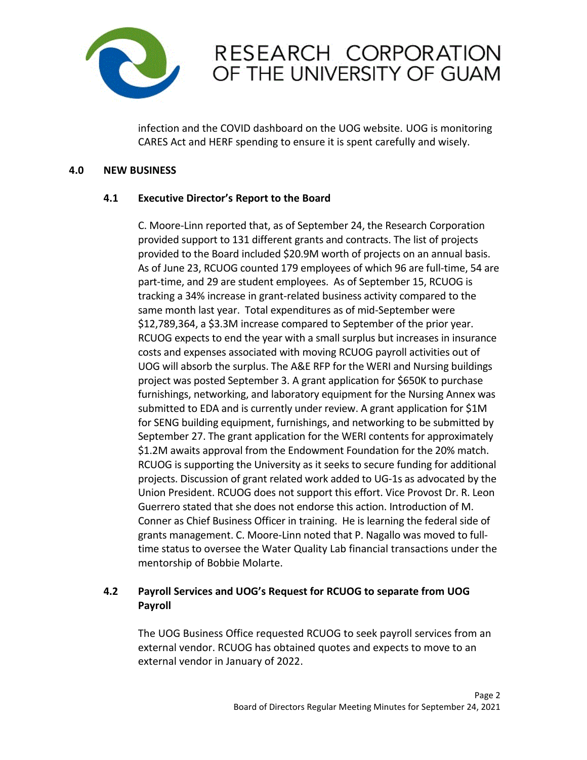infection and the COVID dashboard on the UOG website. UOG is monitoring CARES Act and HERF spending to ensure it is spent carefully and wisely.

## 4.0 NEW BUSINESS

### 4.1 Executive Director's Report to the Board

C. Moore-Linn reported that, as of September 24, the Research Corporation provided support to 131 different grants and contracts. The list of projects provided to the Board included $20.9M worth of projects on an annual basis. As of June 23, RCUOG counted 179 employees of which 96 are full-time, 54 are part-time, and 29 are student employees. As of September 15, RCUOG is tracking a 34% increase in grant-related business activity compared to the same month last year. Total expenditures as of mid-September were $12,789,364, a $3.3M increase compared to September of the prior year. RCUOG expects to end the year with a small surplus but increases in insurance costs and expenses associated with moving RCUOG payroll activities out of UOG will absorb the surplus. The A&E RFP for the WERI and Nursing buildings project was posted September 3. A grant application for $650K to purchase furnishings, networking, and laboratory equipment for the Nursing Annex was submitted to EDA and is currently under review. A grant application for $1M for SENG building equipment, furnishings, and networking to be submitted by September 27. The grant application for the WERI contents for approximately $1.2M awaits approval from the Endowment Foundation for the 20% match. RCUOG is supporting the University as it seeks to secure funding for additional projects. Discussion of grant related work added to UG-1s as advocated by the Union President. RCUOG does not support this effort. Vice Provost Dr. R. Leon Guerrero stated that she does not endorse this action. Introduction of M. Conner as Chief Business Officer in training. He is learning the federal side of grants management. C. Moore-Linn noted that P. Nagallo was moved to full-time status to oversee the Water Quality Lab financial transactions under the mentorship of Bobbie Molarte.

### 4.2 Payroll Services and UOG's Request for RCUOG to separate from UOG Payroll

The UOG Business Office requested RCUOG to seek payroll services from an external vendor. RCUOG has obtained quotes and expects to move to an external vendor in January of 2022.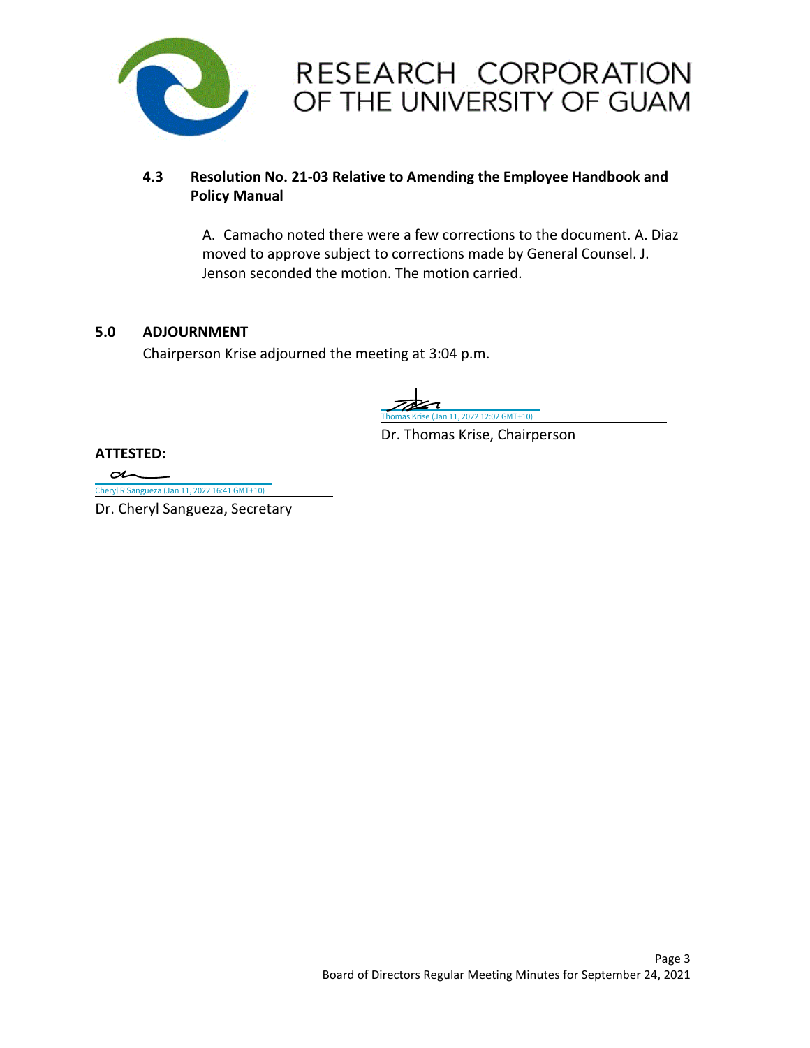### 4.3 Resolution No. 21-03 Relative to Amending the Employee Handbook and Policy Manual

A. Camacho noted there were a few corrections to the document. A. Diaz moved to approve subject to corrections made by General Counsel. J. Jenson seconded the motion. The motion carried.

## 5.0 ADJOURNMENT

Chairperson Krise adjourned the meeting at 3:04 p.m.

Thomas Krise (Jan 11, 2022 12:02 GMT+10)

Dr. Thomas Krise, Chairperson

**ATTESTED:**

Cheryl R Sangueza (Jan 11, 2022 16:41 GMT+10)

Dr. Cheryl Sangueza, Secretary